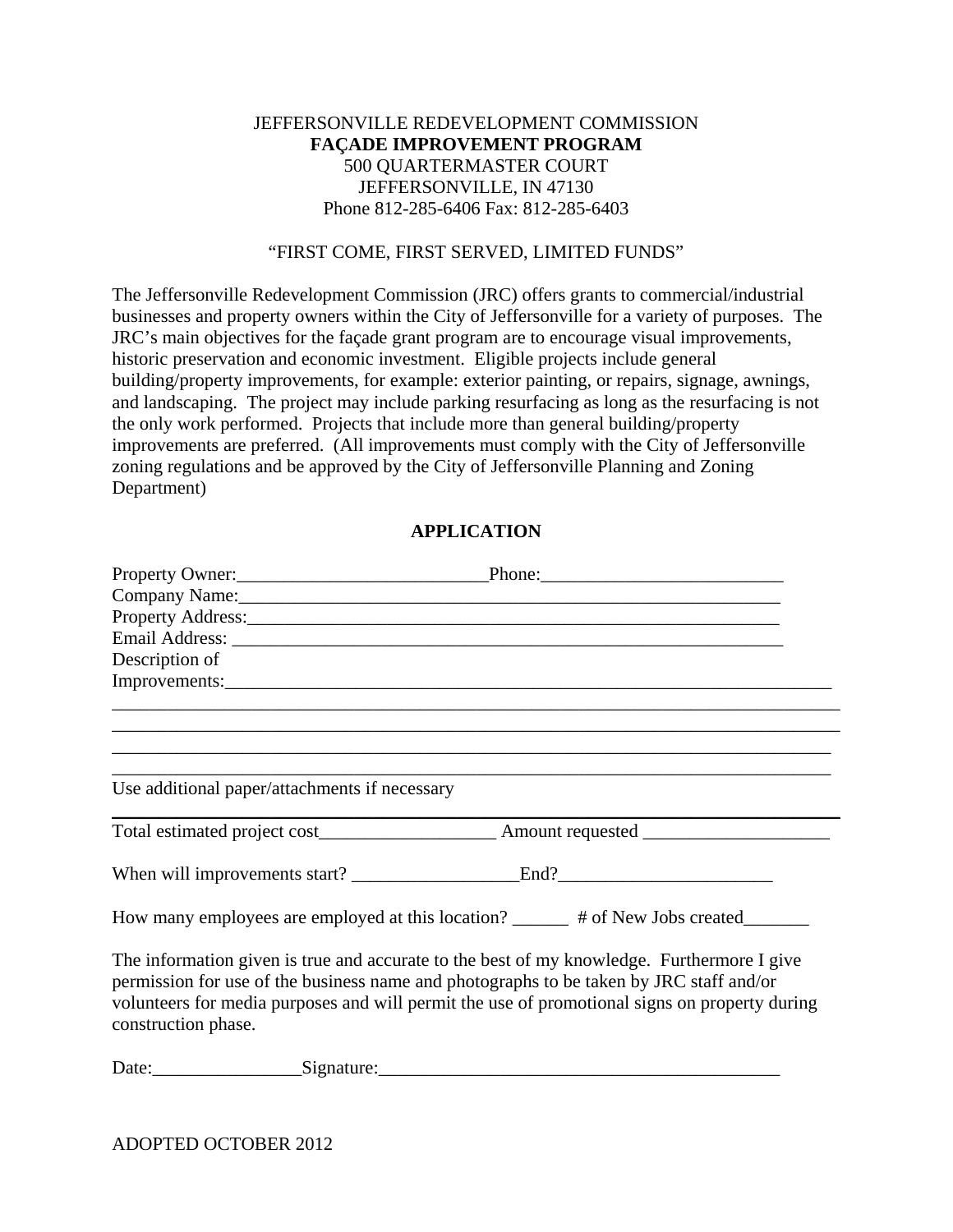JEFFERSONVILLE REDEVELOPMENT COMMISSION
**FAÇADE IMPROVEMENT PROGRAM**
500 QUARTERMASTER COURT
JEFFERSONVILLE, IN 47130
Phone 812-285-6406 Fax: 812-285-6403

"FIRST COME, FIRST SERVED, LIMITED FUNDS"

The Jeffersonville Redevelopment Commission (JRC) offers grants to commercial/industrial businesses and property owners within the City of Jeffersonville for a variety of purposes. The JRC's main objectives for the façade grant program are to encourage visual improvements, historic preservation and economic investment. Eligible projects include general building/property improvements, for example: exterior painting, or repairs, signage, awnings, and landscaping. The project may include parking resurfacing as long as the resurfacing is not the only work performed. Projects that include more than general building/property improvements are preferred. (All improvements must comply with the City of Jeffersonville zoning regulations and be approved by the City of Jeffersonville Planning and Zoning Department)

## APPLICATION

Property Owner:___________________________Phone:__________________________

Company Name:______________________________________________________________

Property Address:_____________________________________________________________

Email Address: _______________________________________________________________

Description of Improvements:___________________________________________________________________

_______________________________________________________________________________

_______________________________________________________________________________

_______________________________________________________________________________

_______________________________________________________________________________

Use additional paper/attachments if necessary

Total estimated project cost___________________ Amount requested ____________________

When will improvements start? __________________End?_______________________

How many employees are employed at this location? ______ # of New Jobs created_______

The information given is true and accurate to the best of my knowledge. Furthermore I give permission for use of the business name and photographs to be taken by JRC staff and/or volunteers for media purposes and will permit the use of promotional signs on property during construction phase.

Date:________________Signature:____________________________________________

ADOPTED OCTOBER 2012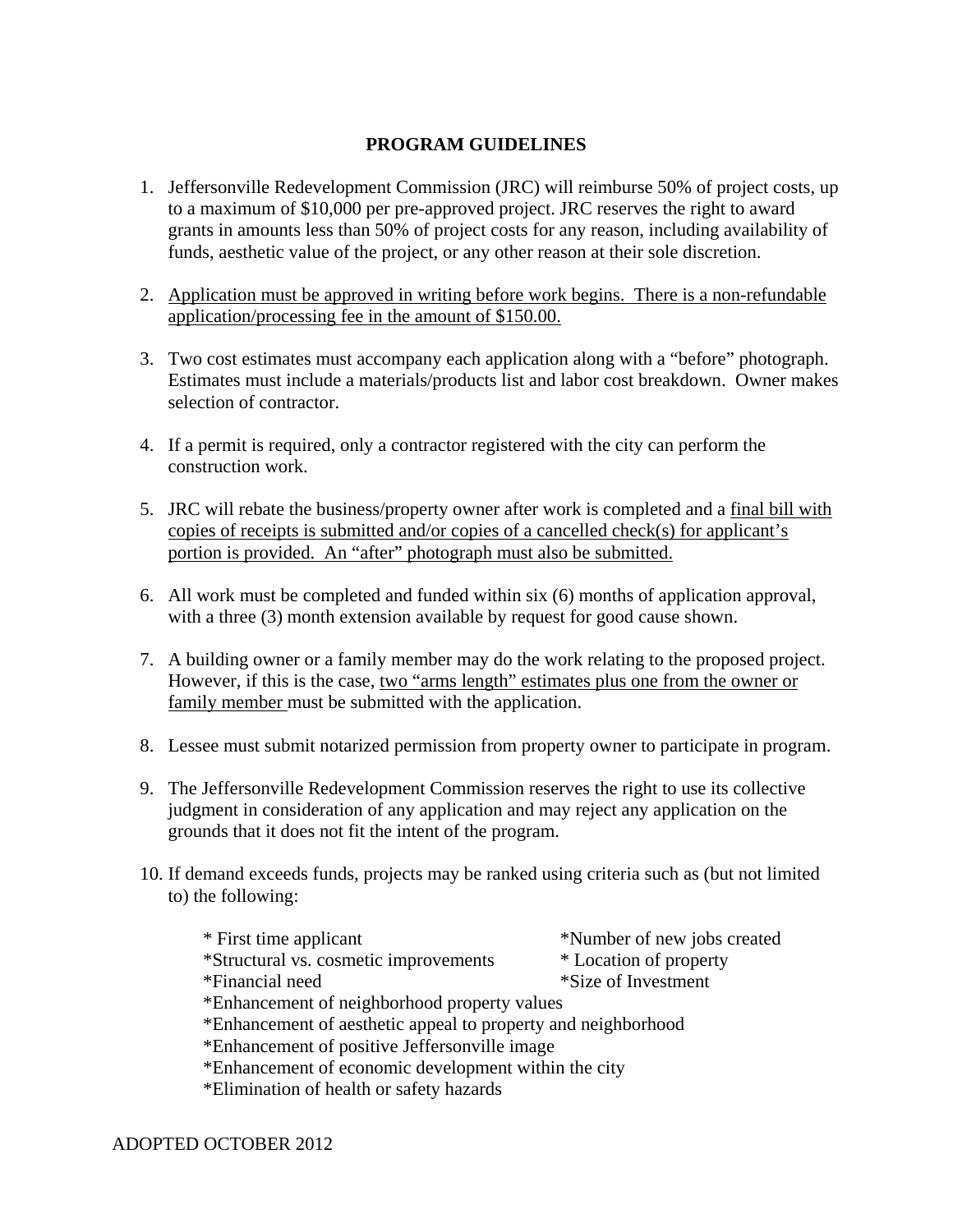## PROGRAM GUIDELINES

1. Jeffersonville Redevelopment Commission (JRC) will reimburse 50% of project costs, up to a maximum of $10,000 per pre-approved project. JRC reserves the right to award grants in amounts less than 50% of project costs for any reason, including availability of funds, aesthetic value of the project, or any other reason at their sole discretion.

2. <u>Application must be approved in writing before work begins. There is a non-refundable application/processing fee in the amount of $150.00.</u>

3. Two cost estimates must accompany each application along with a "before" photograph. Estimates must include a materials/products list and labor cost breakdown. Owner makes selection of contractor.

4. If a permit is required, only a contractor registered with the city can perform the construction work.

5. JRC will rebate the business/property owner after work is completed and a <u>final bill with copies of receipts is submitted and/or copies of a cancelled check(s) for applicant's portion is provided. An "after" photograph must also be submitted.</u>

6. All work must be completed and funded within six (6) months of application approval, with a three (3) month extension available by request for good cause shown.

7. A building owner or a family member may do the work relating to the proposed project. However, if this is the case, <u>two "arms length" estimates plus one from the owner or family member</u> must be submitted with the application.

8. Lessee must submit notarized permission from property owner to participate in program.

9. The Jeffersonville Redevelopment Commission reserves the right to use its collective judgment in consideration of any application and may reject any application on the grounds that it does not fit the intent of the program.

10. If demand exceeds funds, projects may be ranked using criteria such as (but not limited to) the following:

    * First time applicant
    * Number of new jobs created
    * Structural vs. cosmetic improvements
    * Location of property
    * Financial need
    * Size of Investment
    * Enhancement of neighborhood property values
    * Enhancement of aesthetic appeal to property and neighborhood
    * Enhancement of positive Jeffersonville image
    * Enhancement of economic development within the city
    * Elimination of health or safety hazards

ADOPTED OCTOBER 2012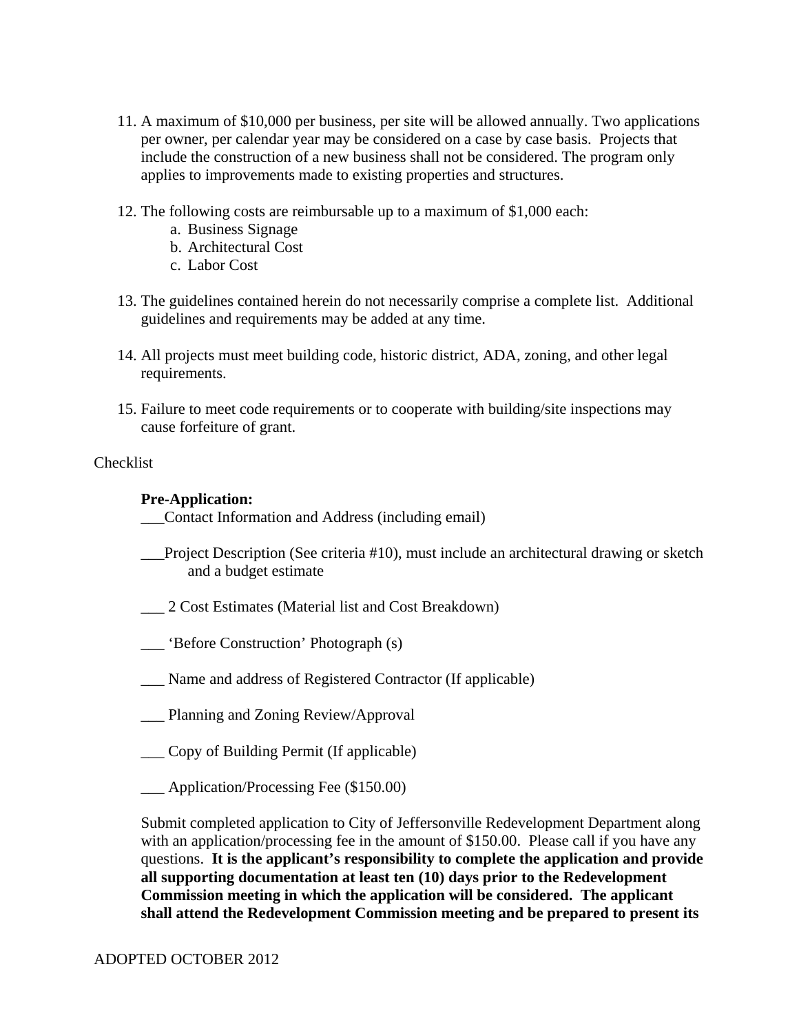11. A maximum of $10,000 per business, per site will be allowed annually. Two applications per owner, per calendar year may be considered on a case by case basis. Projects that include the construction of a new business shall not be considered. The program only applies to improvements made to existing properties and structures.

12. The following costs are reimbursable up to a maximum of $1,000 each:
    a. Business Signage
    b. Architectural Cost
    c. Labor Cost

13. The guidelines contained herein do not necessarily comprise a complete list. Additional guidelines and requirements may be added at any time.

14. All projects must meet building code, historic district, ADA, zoning, and other legal requirements.

15. Failure to meet code requirements or to cooperate with building/site inspections may cause forfeiture of grant.

Checklist

**Pre-Application:**

___Contact Information and Address (including email)

___Project Description (See criteria #10), must include an architectural drawing or sketch and a budget estimate

___ 2 Cost Estimates (Material list and Cost Breakdown)

___ 'Before Construction' Photograph (s)

___ Name and address of Registered Contractor (If applicable)

___ Planning and Zoning Review/Approval

___ Copy of Building Permit (If applicable)

___ Application/Processing Fee ($150.00)

Submit completed application to City of Jeffersonville Redevelopment Department along with an application/processing fee in the amount of $150.00. Please call if you have any questions. **It is the applicant's responsibility to complete the application and provide all supporting documentation at least ten (10) days prior to the Redevelopment Commission meeting in which the application will be considered. The applicant shall attend the Redevelopment Commission meeting and be prepared to present its**

ADOPTED OCTOBER 2012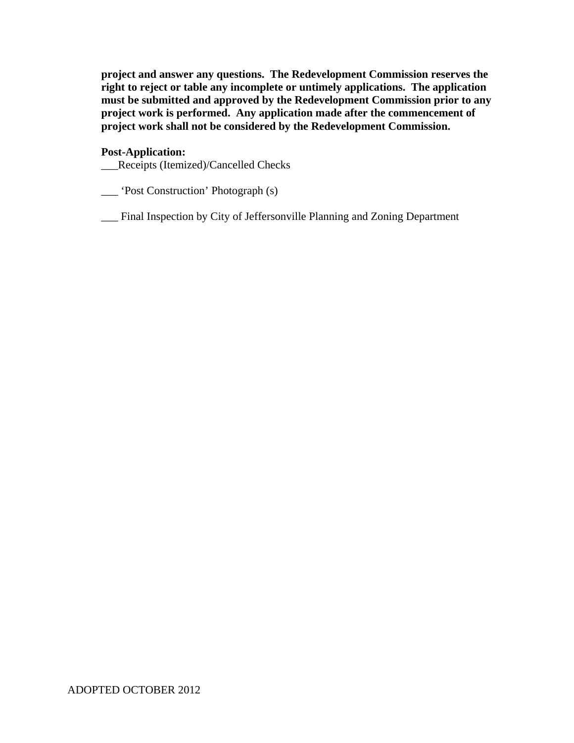**project and answer any questions. The Redevelopment Commission reserves the right to reject or table any incomplete or untimely applications. The application must be submitted and approved by the Redevelopment Commission prior to any project work is performed. Any application made after the commencement of project work shall not be considered by the Redevelopment Commission.**

**Post-Application:**

___Receipts (Itemized)/Cancelled Checks

___ 'Post Construction' Photograph (s)

___ Final Inspection by City of Jeffersonville Planning and Zoning Department

ADOPTED OCTOBER 2012